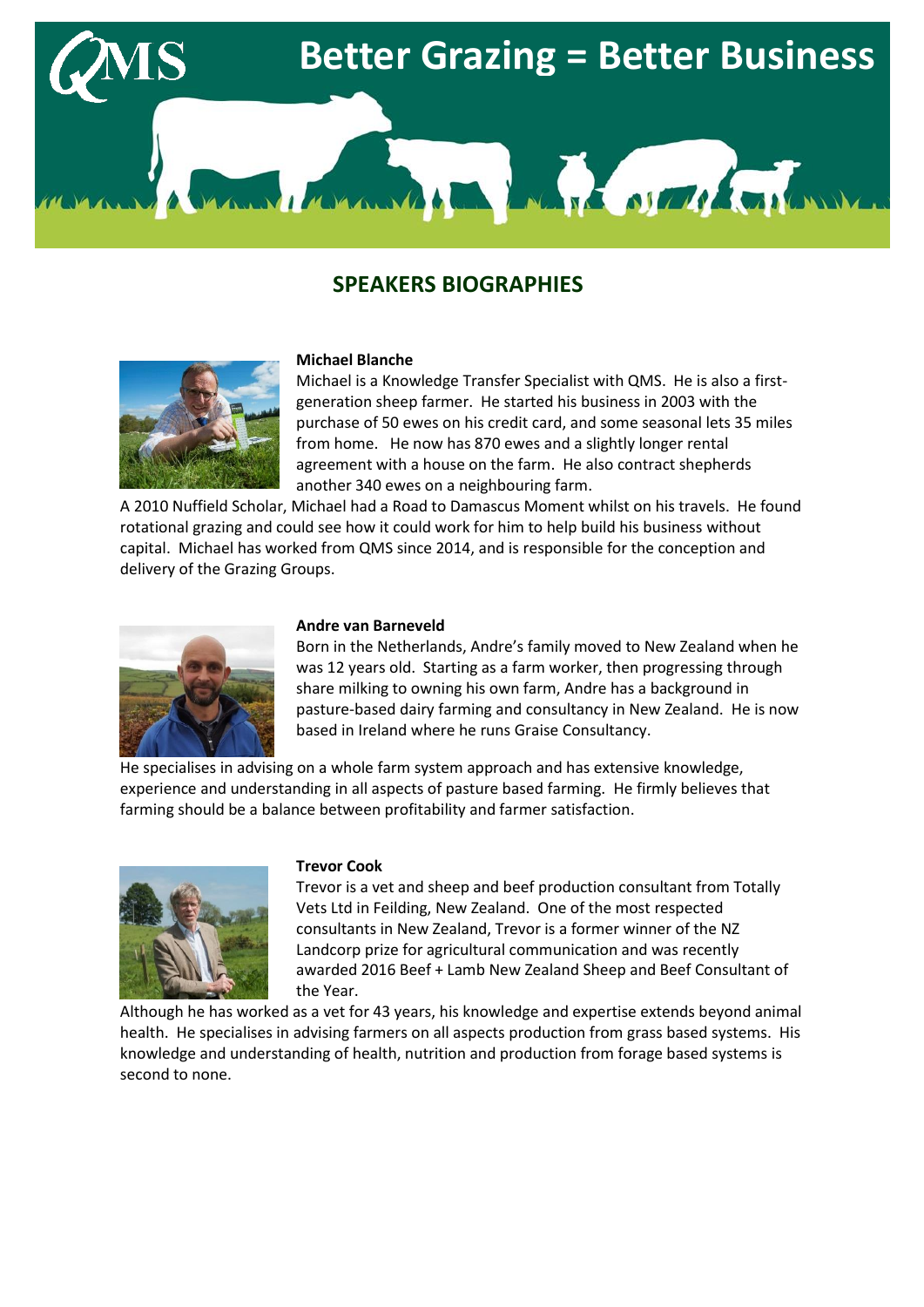# Better Grazing = Better Business

## SPEAKERS BIOGRAPHIES

**Michael Blanche**

Michael is a Knowledge Transfer Specialist with QMS. He is also a first-generation sheep farmer. He started his business in 2003 with the purchase of 50 ewes on his credit card, and some seasonal lets 35 miles from home. He now has 870 ewes and a slightly longer rental agreement with a house on the farm. He also contract shepherds another 340 ewes on a neighbouring farm.

A 2010 Nuffield Scholar, Michael had a Road to Damascus Moment whilst on his travels. He found rotational grazing and could see how it could work for him to help build his business without capital. Michael has worked from QMS since 2014, and is responsible for the conception and delivery of the Grazing Groups.

**Andre van Barneveld**

Born in the Netherlands, Andre's family moved to New Zealand when he was 12 years old. Starting as a farm worker, then progressing through share milking to owning his own farm, Andre has a background in pasture-based dairy farming and consultancy in New Zealand. He is now based in Ireland where he runs Graise Consultancy.

He specialises in advising on a whole farm system approach and has extensive knowledge, experience and understanding in all aspects of pasture based farming. He firmly believes that farming should be a balance between profitability and farmer satisfaction.

**Trevor Cook**

Trevor is a vet and sheep and beef production consultant from Totally Vets Ltd in Feilding, New Zealand. One of the most respected consultants in New Zealand, Trevor is a former winner of the NZ Landcorp prize for agricultural communication and was recently awarded 2016 Beef + Lamb New Zealand Sheep and Beef Consultant of the Year.

Although he has worked as a vet for 43 years, his knowledge and expertise extends beyond animal health. He specialises in advising farmers on all aspects production from grass based systems. His knowledge and understanding of health, nutrition and production from forage based systems is second to none.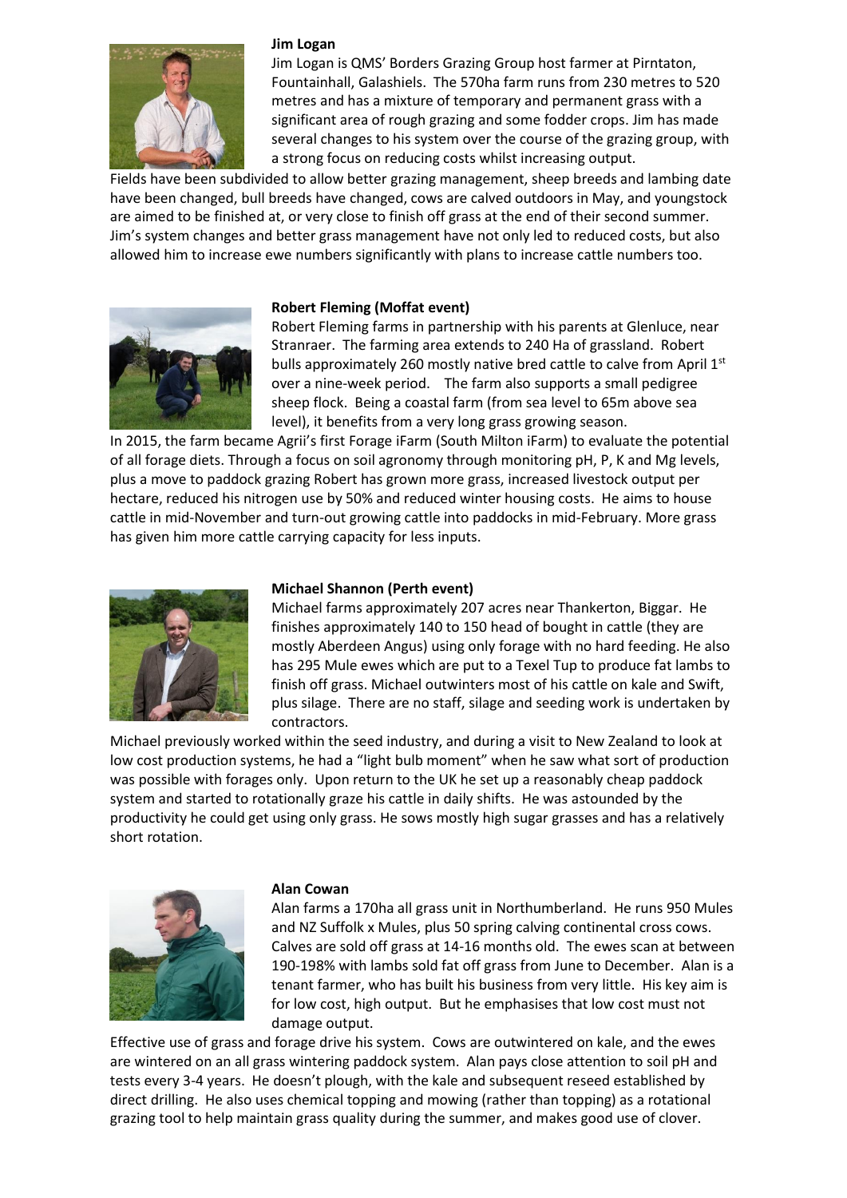**Jim Logan**

Jim Logan is QMS' Borders Grazing Group host farmer at Pirntaton, Fountainhall, Galashiels. The 570ha farm runs from 230 metres to 520 metres and has a mixture of temporary and permanent grass with a significant area of rough grazing and some fodder crops. Jim has made several changes to his system over the course of the grazing group, with a strong focus on reducing costs whilst increasing output.

Fields have been subdivided to allow better grazing management, sheep breeds and lambing date have been changed, bull breeds have changed, cows are calved outdoors in May, and youngstock are aimed to be finished at, or very close to finish off grass at the end of their second summer. Jim's system changes and better grass management have not only led to reduced costs, but also allowed him to increase ewe numbers significantly with plans to increase cattle numbers too.

**Robert Fleming (Moffat event)**

Robert Fleming farms in partnership with his parents at Glenluce, near Stranraer. The farming area extends to 240 Ha of grassland. Robert bulls approximately 260 mostly native bred cattle to calve from April 1st over a nine-week period. The farm also supports a small pedigree sheep flock. Being a coastal farm (from sea level to 65m above sea level), it benefits from a very long grass growing season.

In 2015, the farm became Agrii's first Forage iFarm (South Milton iFarm) to evaluate the potential of all forage diets. Through a focus on soil agronomy through monitoring pH, P, K and Mg levels, plus a move to paddock grazing Robert has grown more grass, increased livestock output per hectare, reduced his nitrogen use by 50% and reduced winter housing costs. He aims to house cattle in mid-November and turn-out growing cattle into paddocks in mid-February. More grass has given him more cattle carrying capacity for less inputs.

**Michael Shannon (Perth event)**

Michael farms approximately 207 acres near Thankerton, Biggar. He finishes approximately 140 to 150 head of bought in cattle (they are mostly Aberdeen Angus) using only forage with no hard feeding. He also has 295 Mule ewes which are put to a Texel Tup to produce fat lambs to finish off grass. Michael outwinters most of his cattle on kale and Swift, plus silage. There are no staff, silage and seeding work is undertaken by contractors.

Michael previously worked within the seed industry, and during a visit to New Zealand to look at low cost production systems, he had a "light bulb moment" when he saw what sort of production was possible with forages only. Upon return to the UK he set up a reasonably cheap paddock system and started to rotationally graze his cattle in daily shifts. He was astounded by the productivity he could get using only grass. He sows mostly high sugar grasses and has a relatively short rotation.

**Alan Cowan**

Alan farms a 170ha all grass unit in Northumberland. He runs 950 Mules and NZ Suffolk x Mules, plus 50 spring calving continental cross cows. Calves are sold off grass at 14-16 months old. The ewes scan at between 190-198% with lambs sold fat off grass from June to December. Alan is a tenant farmer, who has built his business from very little. His key aim is for low cost, high output. But he emphasises that low cost must not damage output.

Effective use of grass and forage drive his system. Cows are outwintered on kale, and the ewes are wintered on an all grass wintering paddock system. Alan pays close attention to soil pH and tests every 3-4 years. He doesn't plough, with the kale and subsequent reseed established by direct drilling. He also uses chemical topping and mowing (rather than topping) as a rotational grazing tool to help maintain grass quality during the summer, and makes good use of clover.